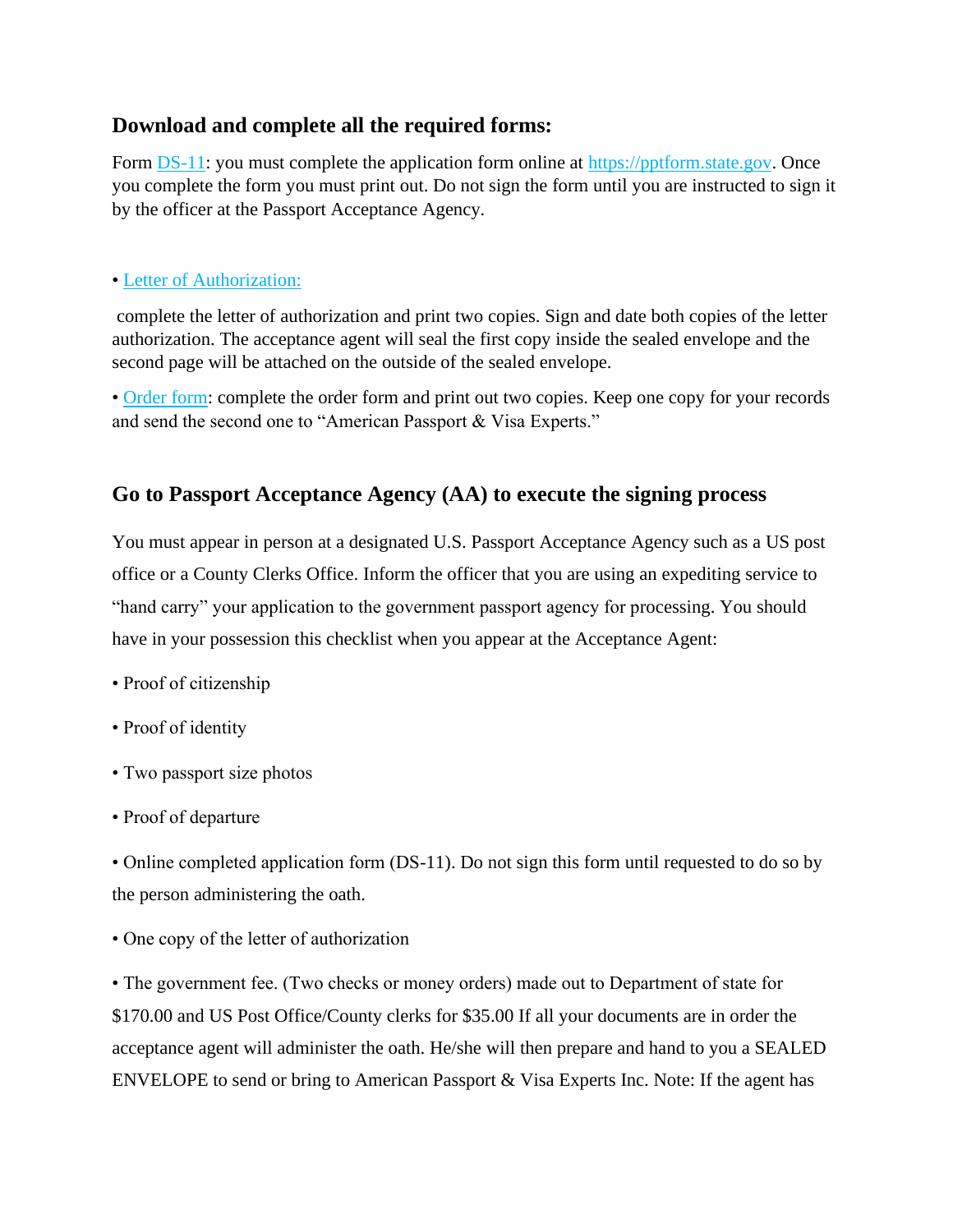## Download and complete all the required forms:

Form DS-11: you must complete the application form online at https://pptform.state.gov. Once you complete the form you must print out. Do not sign the form until you are instructed to sign it by the officer at the Passport Acceptance Agency.

• Letter of Authorization:

complete the letter of authorization and print two copies. Sign and date both copies of the letter authorization. The acceptance agent will seal the first copy inside the sealed envelope and the second page will be attached on the outside of the sealed envelope.

• Order form: complete the order form and print out two copies. Keep one copy for your records and send the second one to "American Passport & Visa Experts."

## Go to Passport Acceptance Agency (AA) to execute the signing process

You must appear in person at a designated U.S. Passport Acceptance Agency such as a US post office or a County Clerks Office. Inform the officer that you are using an expediting service to "hand carry" your application to the government passport agency for processing. You should have in your possession this checklist when you appear at the Acceptance Agent:

• Proof of citizenship

• Proof of identity

• Two passport size photos

• Proof of departure

• Online completed application form (DS-11). Do not sign this form until requested to do so by the person administering the oath.

• One copy of the letter of authorization

• The government fee. (Two checks or money orders) made out to Department of state for $170.00 and US Post Office/County clerks for $35.00 If all your documents are in order the acceptance agent will administer the oath. He/she will then prepare and hand to you a SEALED ENVELOPE to send or bring to American Passport & Visa Experts Inc. Note: If the agent has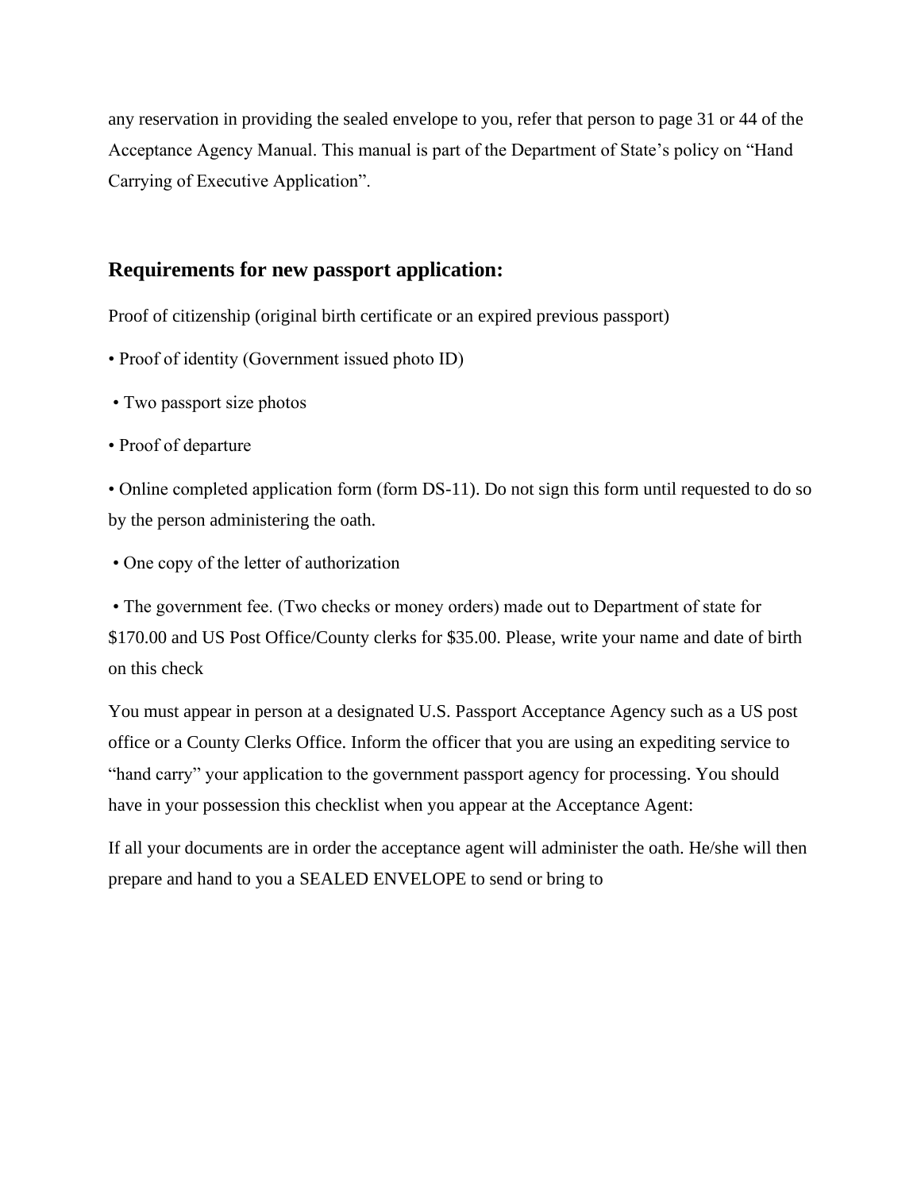any reservation in providing the sealed envelope to you, refer that person to page 31 or 44 of the Acceptance Agency Manual. This manual is part of the Department of State's policy on "Hand Carrying of Executive Application".

## Requirements for new passport application:

Proof of citizenship (original birth certificate or an expired previous passport)

- Proof of identity (Government issued photo ID)
- Two passport size photos
- Proof of departure
- Online completed application form (form DS-11). Do not sign this form until requested to do so by the person administering the oath.
- One copy of the letter of authorization
- The government fee. (Two checks or money orders) made out to Department of state for $170.00 and US Post Office/County clerks for $35.00. Please, write your name and date of birth on this check

You must appear in person at a designated U.S. Passport Acceptance Agency such as a US post office or a County Clerks Office. Inform the officer that you are using an expediting service to "hand carry" your application to the government passport agency for processing. You should have in your possession this checklist when you appear at the Acceptance Agent:

If all your documents are in order the acceptance agent will administer the oath. He/she will then prepare and hand to you a SEALED ENVELOPE to send or bring to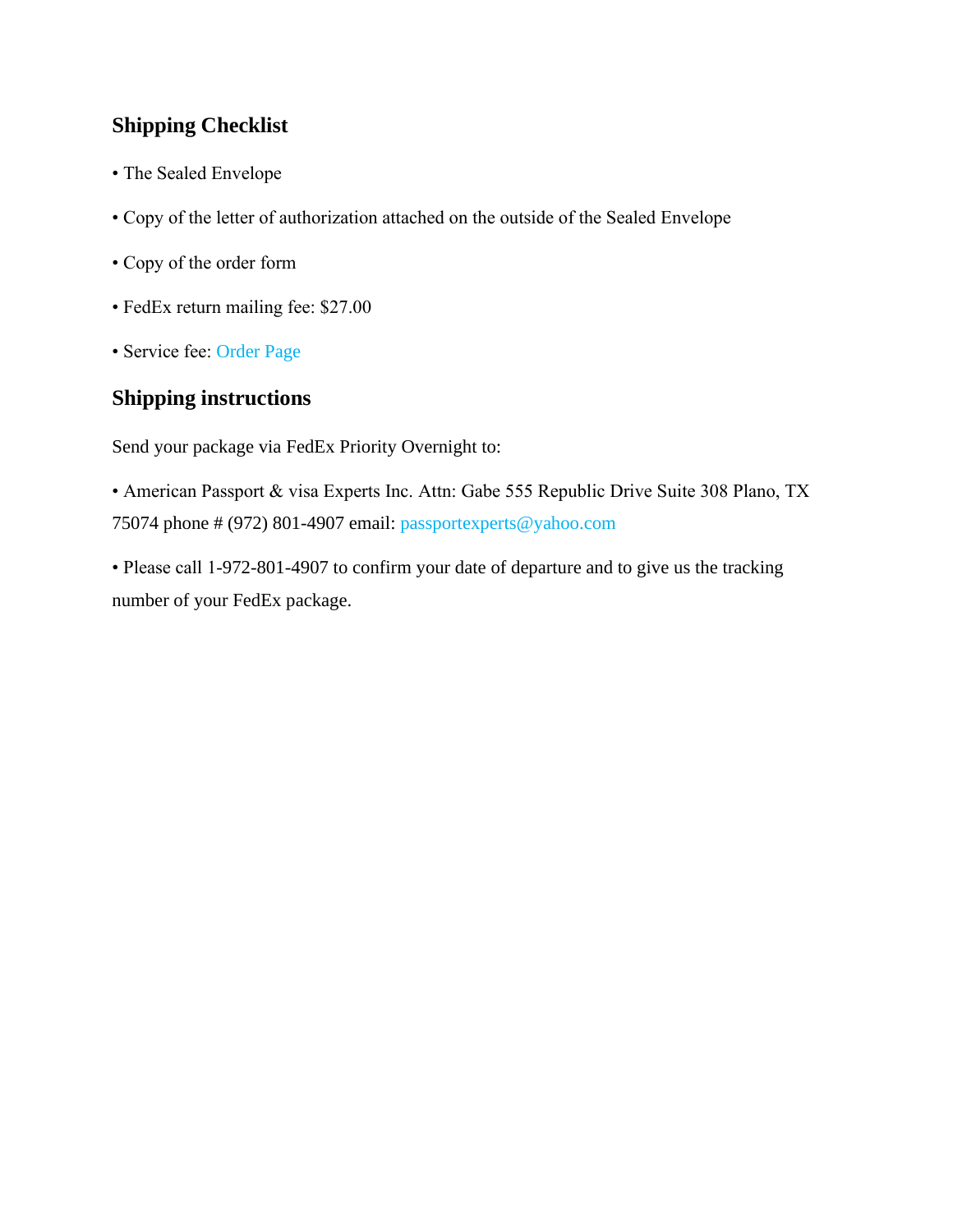## Shipping Checklist

- The Sealed Envelope
- Copy of the letter of authorization attached on the outside of the Sealed Envelope
- Copy of the order form
- FedEx return mailing fee: $27.00
- Service fee: Order Page

## Shipping instructions

Send your package via FedEx Priority Overnight to:

- American Passport & visa Experts Inc. Attn: Gabe 555 Republic Drive Suite 308 Plano, TX 75074 phone # (972) 801-4907 email: passportexperts@yahoo.com
- Please call 1-972-801-4907 to confirm your date of departure and to give us the tracking number of your FedEx package.